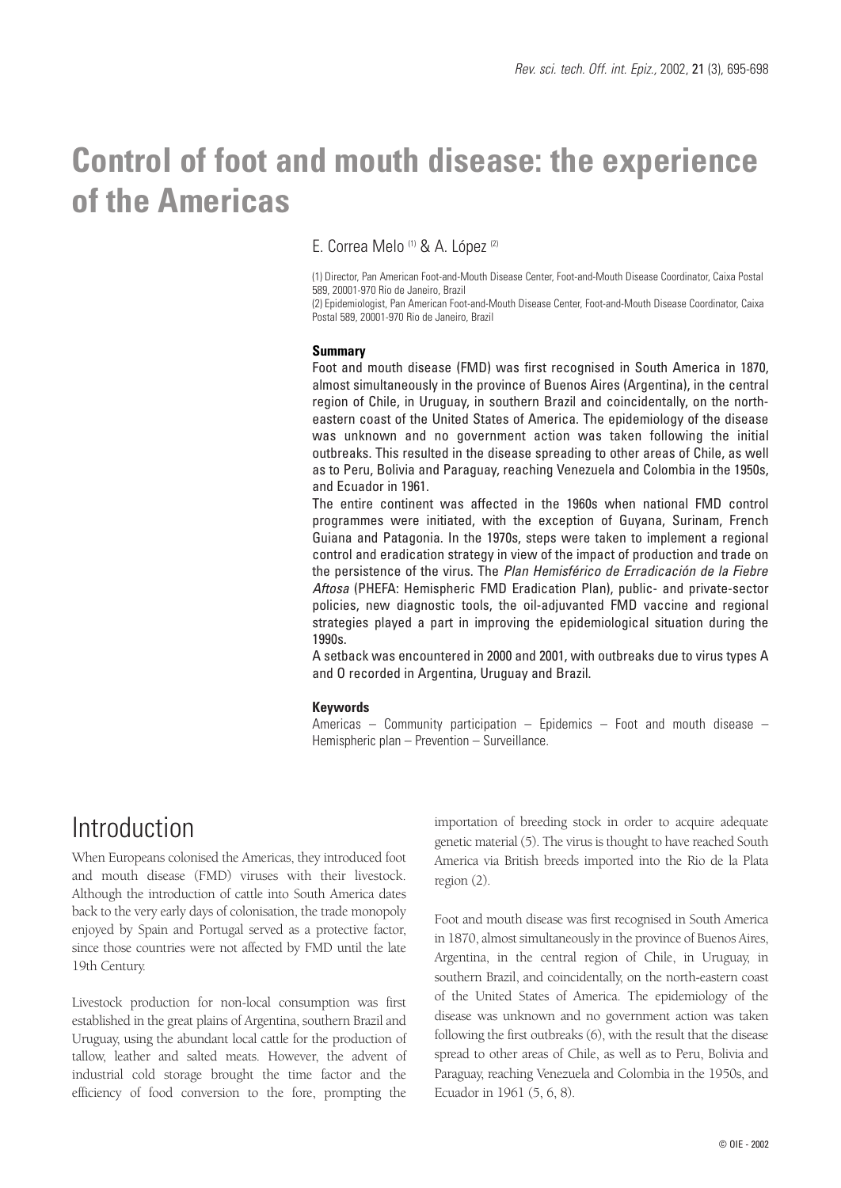# Control of foot and mouth disease: the experience of the Americas

E. Correa Melo [(1)] & A. López [(2)]

(1) Director, Pan American Foot-and-Mouth Disease Center, Foot-and-Mouth Disease Coordinator, Caixa Postal 589, 20001-970 Rio de Janeiro, Brazil
(2) Epidemiologist, Pan American Foot-and-Mouth Disease Center, Foot-and-Mouth Disease Coordinator, Caixa Postal 589, 20001-970 Rio de Janeiro, Brazil

**Summary**

Foot and mouth disease (FMD) was first recognised in South America in 1870, almost simultaneously in the province of Buenos Aires (Argentina), in the central region of Chile, in Uruguay, in southern Brazil and coincidentally, on the north-eastern coast of the United States of America. The epidemiology of the disease was unknown and no government action was taken following the initial outbreaks. This resulted in the disease spreading to other areas of Chile, as well as to Peru, Bolivia and Paraguay, reaching Venezuela and Colombia in the 1950s, and Ecuador in 1961.

The entire continent was affected in the 1960s when national FMD control programmes were initiated, with the exception of Guyana, Surinam, French Guiana and Patagonia. In the 1970s, steps were taken to implement a regional control and eradication strategy in view of the impact of production and trade on the persistence of the virus. The *Plan Hemisférico de Erradicación de la Fiebre Aftosa* (PHEFA: Hemispheric FMD Eradication Plan), public- and private-sector policies, new diagnostic tools, the oil-adjuvanted FMD vaccine and regional strategies played a part in improving the epidemiological situation during the 1990s.

A setback was encountered in 2000 and 2001, with outbreaks due to virus types A and O recorded in Argentina, Uruguay and Brazil.

**Keywords**

Americas – Community participation – Epidemics – Foot and mouth disease – Hemispheric plan – Prevention – Surveillance.

## Introduction

When Europeans colonised the Americas, they introduced foot and mouth disease (FMD) viruses with their livestock. Although the introduction of cattle into South America dates back to the very early days of colonisation, the trade monopoly enjoyed by Spain and Portugal served as a protective factor, since those countries were not affected by FMD until the late 19th Century.

Livestock production for non-local consumption was first established in the great plains of Argentina, southern Brazil and Uruguay, using the abundant local cattle for the production of tallow, leather and salted meats. However, the advent of industrial cold storage brought the time factor and the efficiency of food conversion to the fore, prompting the importation of breeding stock in order to acquire adequate genetic material (5). The virus is thought to have reached South America via British breeds imported into the Rio de la Plata region (2).

Foot and mouth disease was first recognised in South America in 1870, almost simultaneously in the province of Buenos Aires, Argentina, in the central region of Chile, in Uruguay, in southern Brazil, and coincidentally, on the north-eastern coast of the United States of America. The epidemiology of the disease was unknown and no government action was taken following the first outbreaks (6), with the result that the disease spread to other areas of Chile, as well as to Peru, Bolivia and Paraguay, reaching Venezuela and Colombia in the 1950s, and Ecuador in 1961 (5, 6, 8).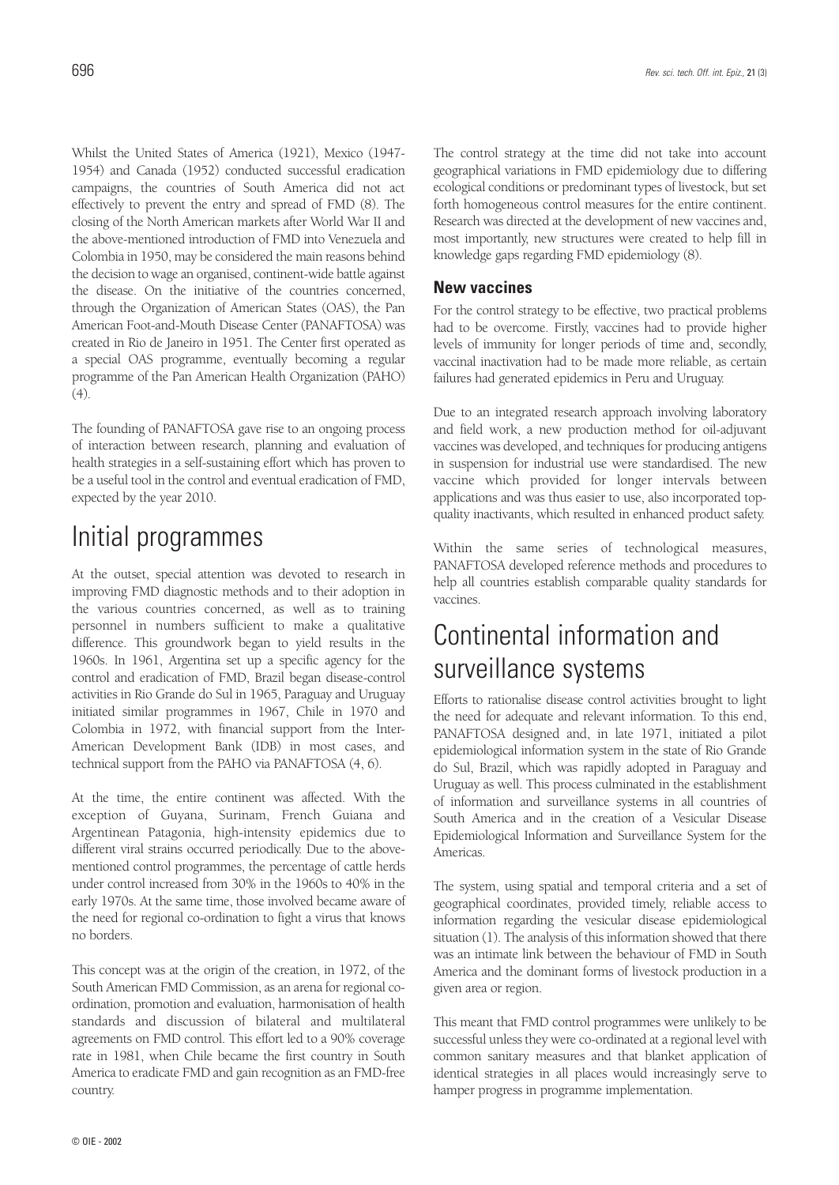Whilst the United States of America (1921), Mexico (1947-1954) and Canada (1952) conducted successful eradication campaigns, the countries of South America did not act effectively to prevent the entry and spread of FMD (8). The closing of the North American markets after World War II and the above-mentioned introduction of FMD into Venezuela and Colombia in 1950, may be considered the main reasons behind the decision to wage an organised, continent-wide battle against the disease. On the initiative of the countries concerned, through the Organization of American States (OAS), the Pan American Foot-and-Mouth Disease Center (PANAFTOSA) was created in Rio de Janeiro in 1951. The Center first operated as a special OAS programme, eventually becoming a regular programme of the Pan American Health Organization (PAHO) (4).

The founding of PANAFTOSA gave rise to an ongoing process of interaction between research, planning and evaluation of health strategies in a self-sustaining effort which has proven to be a useful tool in the control and eventual eradication of FMD, expected by the year 2010.

# Initial programmes

At the outset, special attention was devoted to research in improving FMD diagnostic methods and to their adoption in the various countries concerned, as well as to training personnel in numbers sufficient to make a qualitative difference. This groundwork began to yield results in the 1960s. In 1961, Argentina set up a specific agency for the control and eradication of FMD, Brazil began disease-control activities in Rio Grande do Sul in 1965, Paraguay and Uruguay initiated similar programmes in 1967, Chile in 1970 and Colombia in 1972, with financial support from the Inter-American Development Bank (IDB) in most cases, and technical support from the PAHO via PANAFTOSA (4, 6).

At the time, the entire continent was affected. With the exception of Guyana, Surinam, French Guiana and Argentinean Patagonia, high-intensity epidemics due to different viral strains occurred periodically. Due to the above-mentioned control programmes, the percentage of cattle herds under control increased from 30% in the 1960s to 40% in the early 1970s. At the same time, those involved became aware of the need for regional co-ordination to fight a virus that knows no borders.

This concept was at the origin of the creation, in 1972, of the South American FMD Commission, as an arena for regional co-ordination, promotion and evaluation, harmonisation of health standards and discussion of bilateral and multilateral agreements on FMD control. This effort led to a 90% coverage rate in 1981, when Chile became the first country in South America to eradicate FMD and gain recognition as an FMD-free country.

The control strategy at the time did not take into account geographical variations in FMD epidemiology due to differing ecological conditions or predominant types of livestock, but set forth homogeneous control measures for the entire continent. Research was directed at the development of new vaccines and, most importantly, new structures were created to help fill in knowledge gaps regarding FMD epidemiology (8).

## New vaccines

For the control strategy to be effective, two practical problems had to be overcome. Firstly, vaccines had to provide higher levels of immunity for longer periods of time and, secondly, vaccinal inactivation had to be made more reliable, as certain failures had generated epidemics in Peru and Uruguay.

Due to an integrated research approach involving laboratory and field work, a new production method for oil-adjuvant vaccines was developed, and techniques for producing antigens in suspension for industrial use were standardised. The new vaccine which provided for longer intervals between applications and was thus easier to use, also incorporated top-quality inactivants, which resulted in enhanced product safety.

Within the same series of technological measures, PANAFTOSA developed reference methods and procedures to help all countries establish comparable quality standards for vaccines.

# Continental information and surveillance systems

Efforts to rationalise disease control activities brought to light the need for adequate and relevant information. To this end, PANAFTOSA designed and, in late 1971, initiated a pilot epidemiological information system in the state of Rio Grande do Sul, Brazil, which was rapidly adopted in Paraguay and Uruguay as well. This process culminated in the establishment of information and surveillance systems in all countries of South America and in the creation of a Vesicular Disease Epidemiological Information and Surveillance System for the Americas.

The system, using spatial and temporal criteria and a set of geographical coordinates, provided timely, reliable access to information regarding the vesicular disease epidemiological situation (1). The analysis of this information showed that there was an intimate link between the behaviour of FMD in South America and the dominant forms of livestock production in a given area or region.

This meant that FMD control programmes were unlikely to be successful unless they were co-ordinated at a regional level with common sanitary measures and that blanket application of identical strategies in all places would increasingly serve to hamper progress in programme implementation.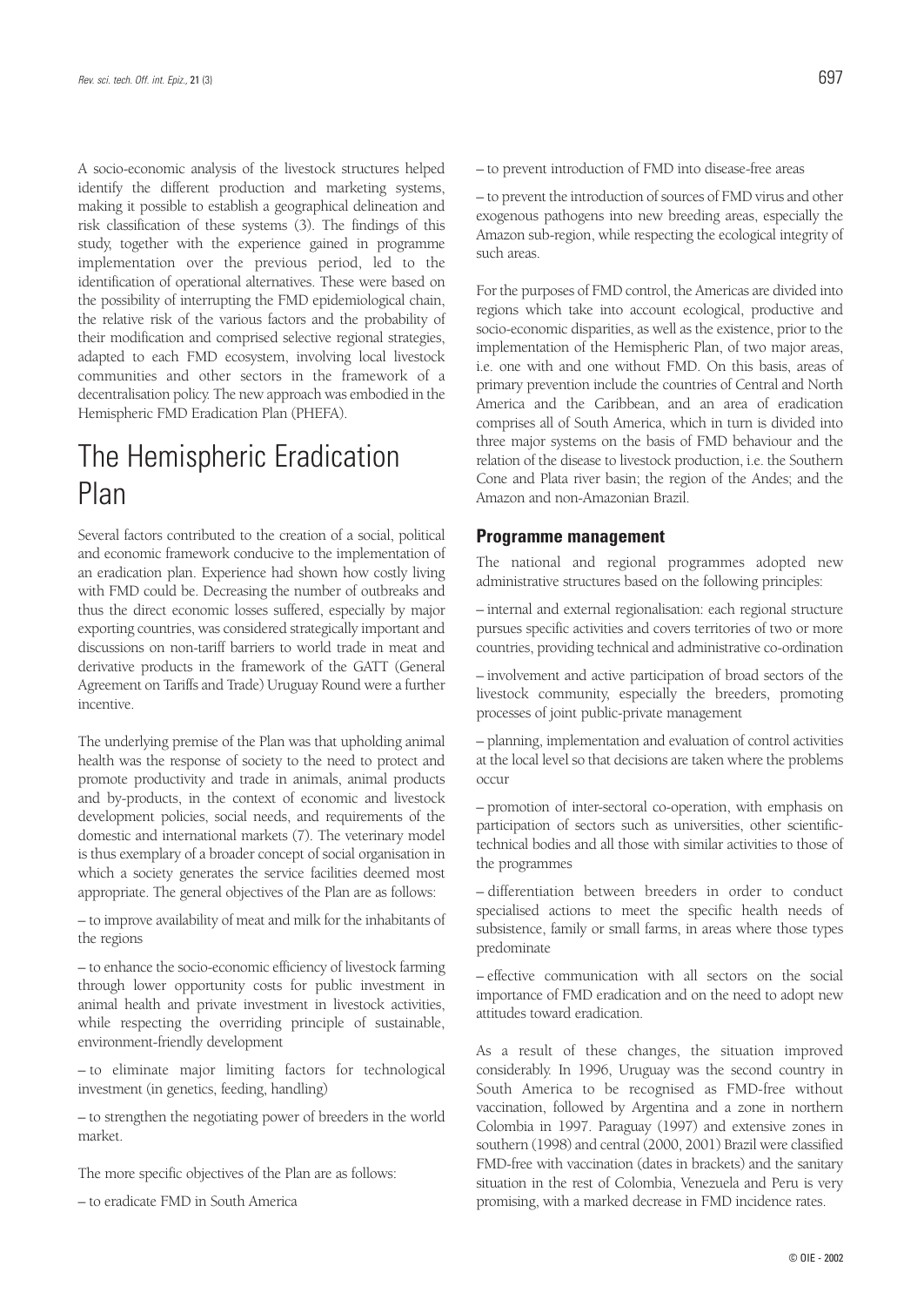A socio-economic analysis of the livestock structures helped identify the different production and marketing systems, making it possible to establish a geographical delineation and risk classification of these systems (3). The findings of this study, together with the experience gained in programme implementation over the previous period, led to the identification of operational alternatives. These were based on the possibility of interrupting the FMD epidemiological chain, the relative risk of the various factors and the probability of their modification and comprised selective regional strategies, adapted to each FMD ecosystem, involving local livestock communities and other sectors in the framework of a decentralisation policy. The new approach was embodied in the Hemispheric FMD Eradication Plan (PHEFA).

# The Hemispheric Eradication Plan

Several factors contributed to the creation of a social, political and economic framework conducive to the implementation of an eradication plan. Experience had shown how costly living with FMD could be. Decreasing the number of outbreaks and thus the direct economic losses suffered, especially by major exporting countries, was considered strategically important and discussions on non-tariff barriers to world trade in meat and derivative products in the framework of the GATT (General Agreement on Tariffs and Trade) Uruguay Round were a further incentive.

The underlying premise of the Plan was that upholding animal health was the response of society to the need to protect and promote productivity and trade in animals, animal products and by-products, in the context of economic and livestock development policies, social needs, and requirements of the domestic and international markets (7). The veterinary model is thus exemplary of a broader concept of social organisation in which a society generates the service facilities deemed most appropriate. The general objectives of the Plan are as follows:

– to improve availability of meat and milk for the inhabitants of the regions

– to enhance the socio-economic efficiency of livestock farming through lower opportunity costs for public investment in animal health and private investment in livestock activities, while respecting the overriding principle of sustainable, environment-friendly development

– to eliminate major limiting factors for technological investment (in genetics, feeding, handling)

– to strengthen the negotiating power of breeders in the world market.

The more specific objectives of the Plan are as follows:

– to eradicate FMD in South America

– to prevent introduction of FMD into disease-free areas

– to prevent the introduction of sources of FMD virus and other exogenous pathogens into new breeding areas, especially the Amazon sub-region, while respecting the ecological integrity of such areas.

For the purposes of FMD control, the Americas are divided into regions which take into account ecological, productive and socio-economic disparities, as well as the existence, prior to the implementation of the Hemispheric Plan, of two major areas, i.e. one with and one without FMD. On this basis, areas of primary prevention include the countries of Central and North America and the Caribbean, and an area of eradication comprises all of South America, which in turn is divided into three major systems on the basis of FMD behaviour and the relation of the disease to livestock production, i.e. the Southern Cone and Plata river basin; the region of the Andes; and the Amazon and non-Amazonian Brazil.

### Programme management

The national and regional programmes adopted new administrative structures based on the following principles:

– internal and external regionalisation: each regional structure pursues specific activities and covers territories of two or more countries, providing technical and administrative co-ordination

– involvement and active participation of broad sectors of the livestock community, especially the breeders, promoting processes of joint public-private management

– planning, implementation and evaluation of control activities at the local level so that decisions are taken where the problems occur

– promotion of inter-sectoral co-operation, with emphasis on participation of sectors such as universities, other scientific-technical bodies and all those with similar activities to those of the programmes

– differentiation between breeders in order to conduct specialised actions to meet the specific health needs of subsistence, family or small farms, in areas where those types predominate

– effective communication with all sectors on the social importance of FMD eradication and on the need to adopt new attitudes toward eradication.

As a result of these changes, the situation improved considerably. In 1996, Uruguay was the second country in South America to be recognised as FMD-free without vaccination, followed by Argentina and a zone in northern Colombia in 1997. Paraguay (1997) and extensive zones in southern (1998) and central (2000, 2001) Brazil were classified FMD-free with vaccination (dates in brackets) and the sanitary situation in the rest of Colombia, Venezuela and Peru is very promising, with a marked decrease in FMD incidence rates.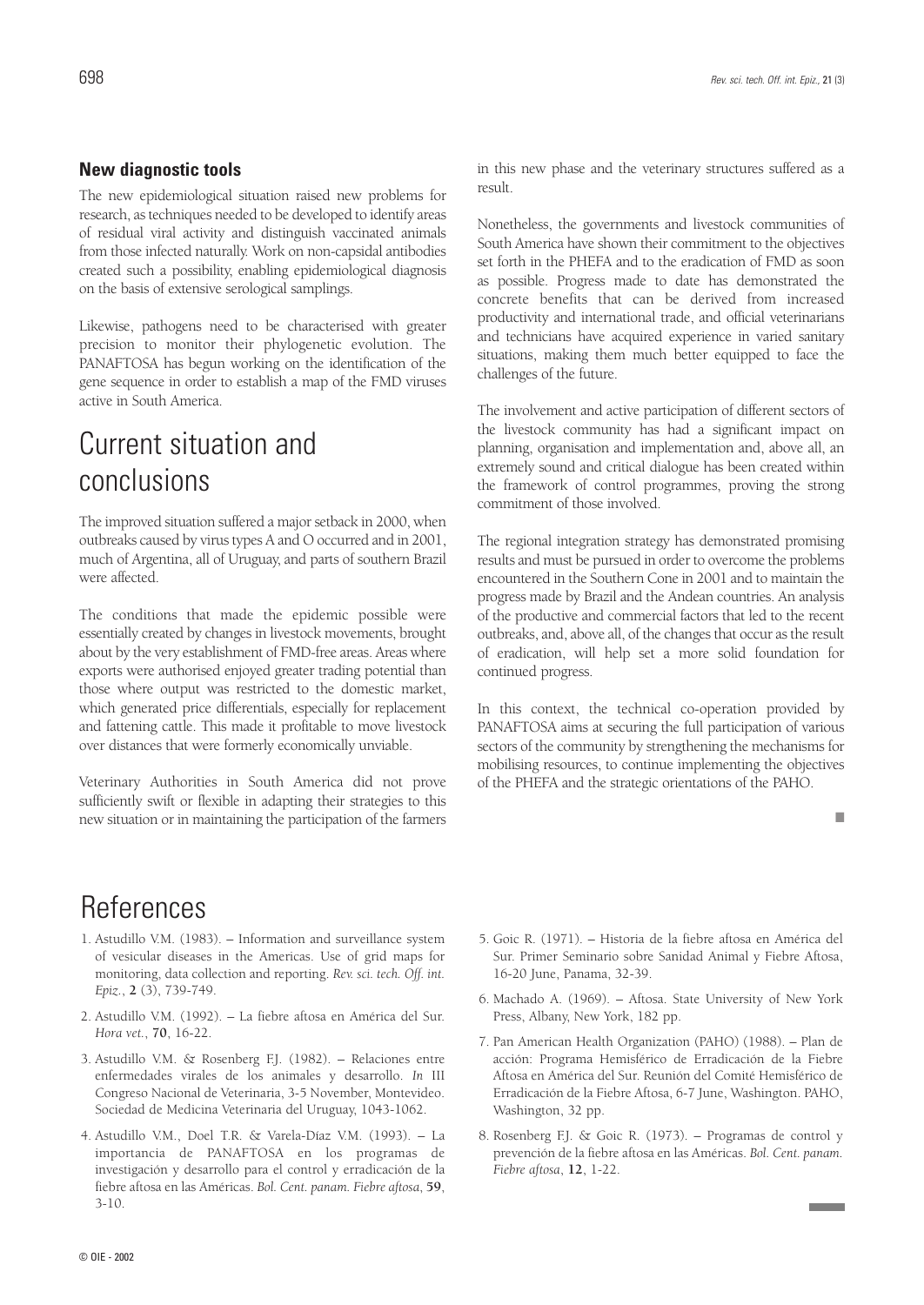### New diagnostic tools

The new epidemiological situation raised new problems for research, as techniques needed to be developed to identify areas of residual viral activity and distinguish vaccinated animals from those infected naturally. Work on non-capsidal antibodies created such a possibility, enabling epidemiological diagnosis on the basis of extensive serological samplings.

Likewise, pathogens need to be characterised with greater precision to monitor their phylogenetic evolution. The PANAFTOSA has begun working on the identification of the gene sequence in order to establish a map of the FMD viruses active in South America.

# Current situation and conclusions

The improved situation suffered a major setback in 2000, when outbreaks caused by virus types A and O occurred and in 2001, much of Argentina, all of Uruguay, and parts of southern Brazil were affected.

The conditions that made the epidemic possible were essentially created by changes in livestock movements, brought about by the very establishment of FMD-free areas. Areas where exports were authorised enjoyed greater trading potential than those where output was restricted to the domestic market, which generated price differentials, especially for replacement and fattening cattle. This made it profitable to move livestock over distances that were formerly economically unviable.

Veterinary Authorities in South America did not prove sufficiently swift or flexible in adapting their strategies to this new situation or in maintaining the participation of the farmers in this new phase and the veterinary structures suffered as a result.

Nonetheless, the governments and livestock communities of South America have shown their commitment to the objectives set forth in the PHEFA and to the eradication of FMD as soon as possible. Progress made to date has demonstrated the concrete benefits that can be derived from increased productivity and international trade, and official veterinarians and technicians have acquired experience in varied sanitary situations, making them much better equipped to face the challenges of the future.

The involvement and active participation of different sectors of the livestock community has had a significant impact on planning, organisation and implementation and, above all, an extremely sound and critical dialogue has been created within the framework of control programmes, proving the strong commitment of those involved.

The regional integration strategy has demonstrated promising results and must be pursued in order to overcome the problems encountered in the Southern Cone in 2001 and to maintain the progress made by Brazil and the Andean countries. An analysis of the productive and commercial factors that led to the recent outbreaks, and, above all, of the changes that occur as the result of eradication, will help set a more solid foundation for continued progress.

In this context, the technical co-operation provided by PANAFTOSA aims at securing the full participation of various sectors of the community by strengthening the mechanisms for mobilising resources, to continue implementing the objectives of the PHEFA and the strategic orientations of the PAHO.

# References

1. Astudillo V.M. (1983). – Information and surveillance system of vesicular diseases in the Americas. Use of grid maps for monitoring, data collection and reporting. *Rev. sci. tech. Off. int. Epiz.*, **2** (3), 739-749.

2. Astudillo V.M. (1992). – La fiebre aftosa en América del Sur. *Hora vet.*, **70**, 16-22.

3. Astudillo V.M. & Rosenberg F.J. (1982). – Relaciones entre enfermedades virales de los animales y desarrollo. *In* III Congreso Nacional de Veterinaria, 3-5 November, Montevideo. Sociedad de Medicina Veterinaria del Uruguay, 1043-1062.

4. Astudillo V.M., Doel T.R. & Varela-Díaz V.M. (1993). – La importancia de PANAFTOSA en los programas de investigación y desarrollo para el control y erradicación de la fiebre aftosa en las Américas. *Bol. Cent. panam. Fiebre aftosa*, **59**, 3-10.

5. Goic R. (1971). – Historia de la fiebre aftosa en América del Sur. Primer Seminario sobre Sanidad Animal y Fiebre Aftosa, 16-20 June, Panama, 32-39.

6. Machado A. (1969). – Aftosa. State University of New York Press, Albany, New York, 182 pp.

7. Pan American Health Organization (PAHO) (1988). – Plan de acción: Programa Hemisférico de Erradicación de la Fiebre Aftosa en América del Sur. Reunión del Comité Hemisférico de Erradicación de la Fiebre Aftosa, 6-7 June, Washington. PAHO, Washington, 32 pp.

8. Rosenberg F.J. & Goic R. (1973). – Programas de control y prevención de la fiebre aftosa en las Américas. *Bol. Cent. panam. Fiebre aftosa*, **12**, 1-22.